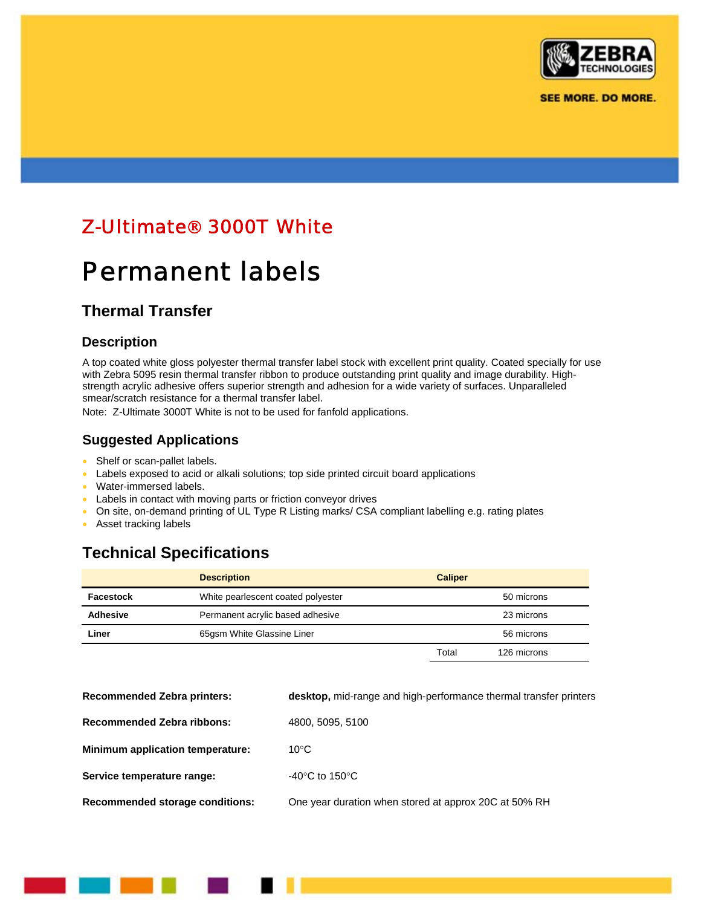# Z-Ultimate® 3000T White

# Permanent labels

## Thermal Transfer

### Description

A top coated white gloss polyester thermal transfer label stock with excellent print quality. Coated specially for use with Zebra 5095 resin thermal transfer ribbon to produce outstanding print quality and image durability. High-strength acrylic adhesive offers superior strength and adhesion for a wide variety of surfaces. Unparalleled smear/scratch resistance for a thermal transfer label.

Note: Z-Ultimate 3000T White is not to be used for fanfold applications.

### Suggested Applications

- Shelf or scan-pallet labels.
- Labels exposed to acid or alkali solutions; top side printed circuit board applications
- Water-immersed labels.
- Labels in contact with moving parts or friction conveyor drives
- On site, on-demand printing of UL Type R Listing marks/ CSA compliant labelling e.g. rating plates
- Asset tracking labels

## Technical Specifications

| | Description | Caliper | |
|---|---|---|---|
| **Facestock** | White pearlescent coated polyester | | 50 microns |
| **Adhesive** | Permanent acrylic based adhesive | | 23 microns |
| **Liner** | 65gsm White Glassine Liner | | 56 microns |
| | | Total | 126 microns |

**Recommended Zebra printers:** **desktop,** mid-range and high-performance thermal transfer printers

**Recommended Zebra ribbons:** 4800, 5095, 5100

**Minimum application temperature:** 10°C

**Service temperature range:** -40°C to 150°C

**Recommended storage conditions:** One year duration when stored at approx 20C at 50% RH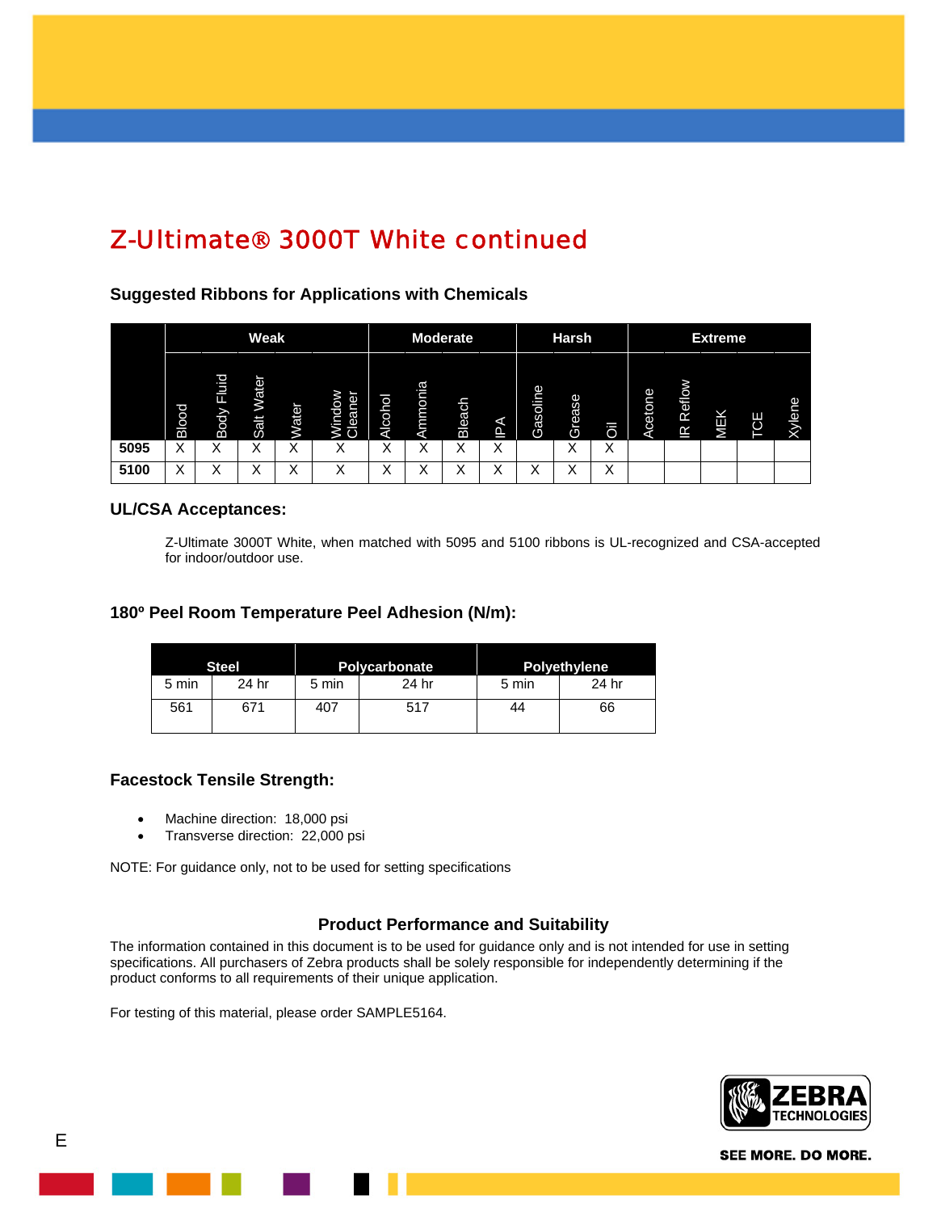# Z-Ultimate® 3000T White continued

### Suggested Ribbons for Applications with Chemicals

| | Weak | | | | | Moderate | | | | Harsh | | | Extreme | | | | |
|---|---|---|---|---|---|---|---|---|---|---|---|---|---|---|---|---|---|
| | Blood | Body Fluid | Salt Water | Water | Window Cleaner | Alcohol | Ammonia | Bleach | IPA | Gasoline | Grease | Oil | Acetone | IR Reflow | MEK | TCE | Xylene |
| **5095** | X | X | X | X | X | X | X | X | X | | X | X | | | | | |
| **5100** | X | X | X | X | X | X | X | X | X | X | X | X | | | | | |

### UL/CSA Acceptances:

Z-Ultimate 3000T White, when matched with 5095 and 5100 ribbons is UL-recognized and CSA-accepted for indoor/outdoor use.

### 180º Peel Room Temperature Peel Adhesion (N/m):

| Steel | | Polycarbonate | | Polyethylene | |
|---|---|---|---|---|---|
| 5 min | 24 hr | 5 min | 24 hr | 5 min | 24 hr |
| 561 | 671 | 407 | 517 | 44 | 66 |

### Facestock Tensile Strength:

- Machine direction: 18,000 psi
- Transverse direction: 22,000 psi

NOTE: For guidance only, not to be used for setting specifications

### Product Performance and Suitability

The information contained in this document is to be used for guidance only and is not intended for use in setting specifications. All purchasers of Zebra products shall be solely responsible for independently determining if the product conforms to all requirements of their unique application.

For testing of this material, please order SAMPLE5164.

ZEBRA TECHNOLOGIES

SEE MORE. DO MORE.